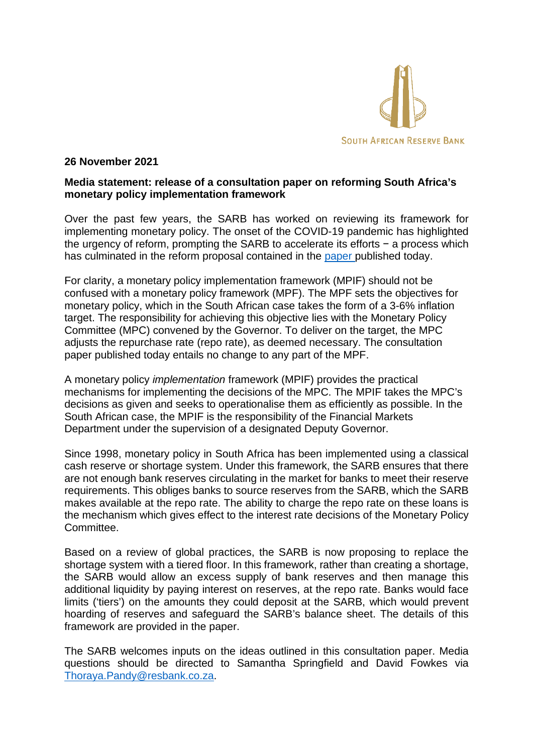SOUTH AFRICAN RESERVE BANK

**26 November 2021**

**Media statement: release of a consultation paper on reforming South Africa's monetary policy implementation framework**

Over the past few years, the SARB has worked on reviewing its framework for implementing monetary policy. The onset of the COVID-19 pandemic has highlighted the urgency of reform, prompting the SARB to accelerate its efforts − a process which has culminated in the reform proposal contained in the paper published today.

For clarity, a monetary policy implementation framework (MPIF) should not be confused with a monetary policy framework (MPF). The MPF sets the objectives for monetary policy, which in the South African case takes the form of a 3-6% inflation target. The responsibility for achieving this objective lies with the Monetary Policy Committee (MPC) convened by the Governor. To deliver on the target, the MPC adjusts the repurchase rate (repo rate), as deemed necessary. The consultation paper published today entails no change to any part of the MPF.

A monetary policy *implementation* framework (MPIF) provides the practical mechanisms for implementing the decisions of the MPC. The MPIF takes the MPC's decisions as given and seeks to operationalise them as efficiently as possible. In the South African case, the MPIF is the responsibility of the Financial Markets Department under the supervision of a designated Deputy Governor.

Since 1998, monetary policy in South Africa has been implemented using a classical cash reserve or shortage system. Under this framework, the SARB ensures that there are not enough bank reserves circulating in the market for banks to meet their reserve requirements. This obliges banks to source reserves from the SARB, which the SARB makes available at the repo rate. The ability to charge the repo rate on these loans is the mechanism which gives effect to the interest rate decisions of the Monetary Policy Committee.

Based on a review of global practices, the SARB is now proposing to replace the shortage system with a tiered floor. In this framework, rather than creating a shortage, the SARB would allow an excess supply of bank reserves and then manage this additional liquidity by paying interest on reserves, at the repo rate. Banks would face limits ('tiers') on the amounts they could deposit at the SARB, which would prevent hoarding of reserves and safeguard the SARB's balance sheet. The details of this framework are provided in the paper.

The SARB welcomes inputs on the ideas outlined in this consultation paper. Media questions should be directed to Samantha Springfield and David Fowkes via Thoraya.Pandy@resbank.co.za.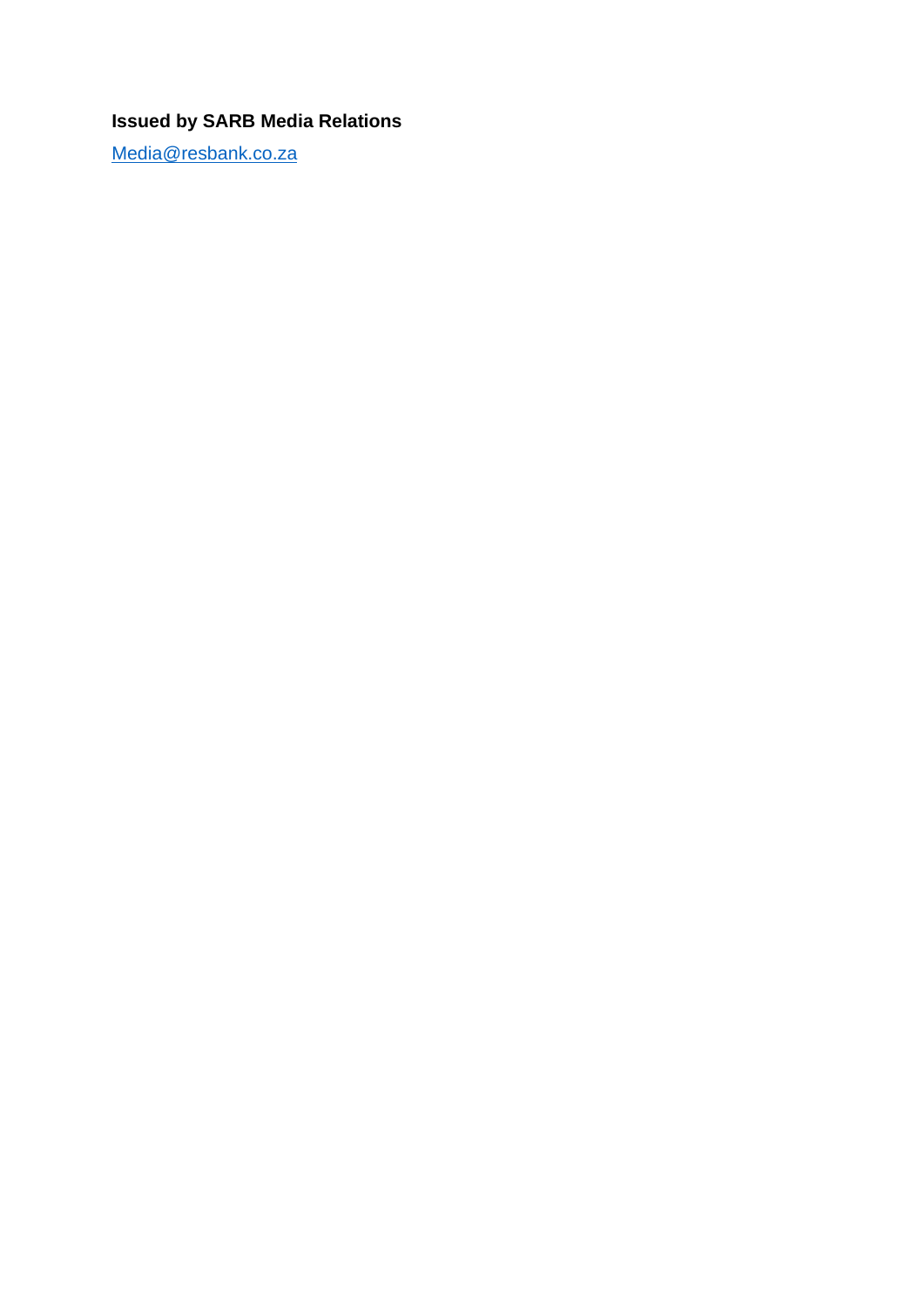**Issued by SARB Media Relations**

Media@resbank.co.za